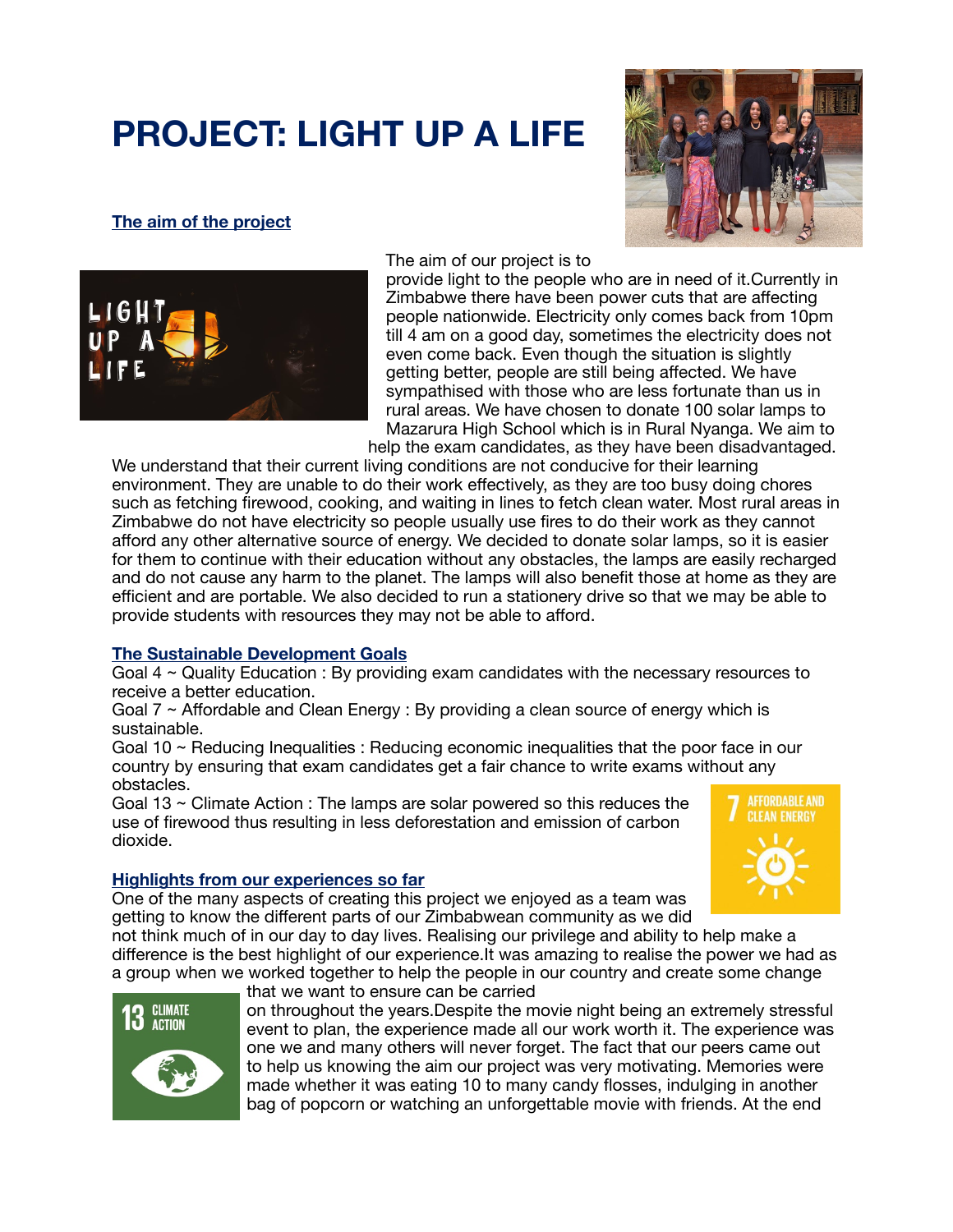# PROJECT: LIGHT UP A LIFE

## The aim of the project

The aim of our project is to provide light to the people who are in need of it.Currently in Zimbabwe there have been power cuts that are affecting people nationwide. Electricity only comes back from 10pm till 4 am on a good day, sometimes the electricity does not even come back. Even though the situation is slightly getting better, people are still being affected. We have sympathised with those who are less fortunate than us in rural areas. We have chosen to donate 100 solar lamps to Mazarura High School which is in Rural Nyanga. We aim to help the exam candidates, as they have been disadvantaged. We understand that their current living conditions are not conducive for their learning environment. They are unable to do their work effectively, as they are too busy doing chores such as fetching firewood, cooking, and waiting in lines to fetch clean water. Most rural areas in Zimbabwe do not have electricity so people usually use fires to do their work as they cannot afford any other alternative source of energy. We decided to donate solar lamps, so it is easier for them to continue with their education without any obstacles, the lamps are easily recharged and do not cause any harm to the planet. The lamps will also benefit those at home as they are efficient and are portable. We also decided to run a stationery drive so that we may be able to provide students with resources they may not be able to afford.

## The Sustainable Development Goals

Goal 4 ~ Quality Education : By providing exam candidates with the necessary resources to receive a better education.

Goal 7 ~ Affordable and Clean Energy : By providing a clean source of energy which is sustainable.

Goal 10 ~ Reducing Inequalities : Reducing economic inequalities that the poor face in our country by ensuring that exam candidates get a fair chance to write exams without any obstacles.

Goal 13 ~ Climate Action : The lamps are solar powered so this reduces the use of firewood thus resulting in less deforestation and emission of carbon dioxide.

## Highlights from our experiences so far

One of the many aspects of creating this project we enjoyed as a team was getting to know the different parts of our Zimbabwean community as we did not think much of in our day to day lives. Realising our privilege and ability to help make a difference is the best highlight of our experience.It was amazing to realise the power we had as a group when we worked together to help the people in our country and create some change that we want to ensure can be carried on throughout the years.Despite the movie night being an extremely stressful event to plan, the experience made all our work worth it. The experience was one we and many others will never forget. The fact that our peers came out to help us knowing the aim our project was very motivating. Memories were made whether it was eating 10 to many candy flosses, indulging in another bag of popcorn or watching an unforgettable movie with friends. At the end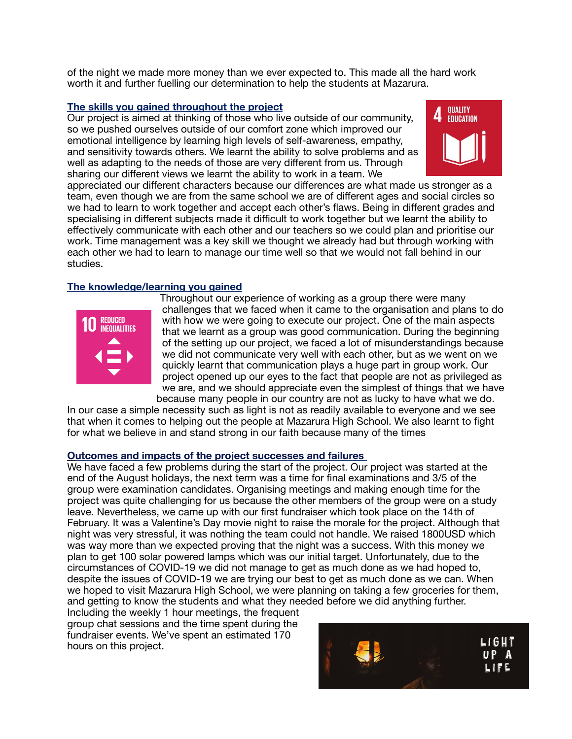of the night we made more money than we ever expected to. This made all the hard work worth it and further fuelling our determination to help the students at Mazarura.

## The skills you gained throughout the project

Our project is aimed at thinking of those who live outside of our community, so we pushed ourselves outside of our comfort zone which improved our emotional intelligence by learning high levels of self-awareness, empathy, and sensitivity towards others. We learnt the ability to solve problems and as well as adapting to the needs of those are very different from us. Through sharing our different views we learnt the ability to work in a team. We appreciated our different characters because our differences are what made us stronger as a team, even though we are from the same school we are of different ages and social circles so we had to learn to work together and accept each other's flaws. Being in different grades and specialising in different subjects made it difficult to work together but we learnt the ability to effectively communicate with each other and our teachers so we could plan and prioritise our work. Time management was a key skill we thought we already had but through working with each other we had to learn to manage our time well so that we would not fall behind in our studies.

## The knowledge/learning you gained

Throughout our experience of working as a group there were many challenges that we faced when it came to the organisation and plans to do with how we were going to execute our project. One of the main aspects that we learnt as a group was good communication. During the beginning of the setting up our project, we faced a lot of misunderstandings because we did not communicate very well with each other, but as we went on we quickly learnt that communication plays a huge part in group work. Our project opened up our eyes to the fact that people are not as privileged as we are, and we should appreciate even the simplest of things that we have because many people in our country are not as lucky to have what we do. In our case a simple necessity such as light is not as readily available to everyone and we see that when it comes to helping out the people at Mazarura High School. We also learnt to fight for what we believe in and stand strong in our faith because many of the times

## Outcomes and impacts of the project successes and failures

We have faced a few problems during the start of the project. Our project was started at the end of the August holidays, the next term was a time for final examinations and 3/5 of the group were examination candidates. Organising meetings and making enough time for the project was quite challenging for us because the other members of the group were on a study leave. Nevertheless, we came up with our first fundraiser which took place on the 14th of February. It was a Valentine's Day movie night to raise the morale for the project. Although that night was very stressful, it was nothing the team could not handle. We raised 1800USD which was way more than we expected proving that the night was a success. With this money we plan to get 100 solar powered lamps which was our initial target. Unfortunately, due to the circumstances of COVID-19 we did not manage to get as much done as we had hoped to, despite the issues of COVID-19 we are trying our best to get as much done as we can. When we hoped to visit Mazarura High School, we were planning on taking a few groceries for them, and getting to know the students and what they needed before we did anything further. Including the weekly 1 hour meetings, the frequent group chat sessions and the time spent during the fundraiser events. We've spent an estimated 170 hours on this project.